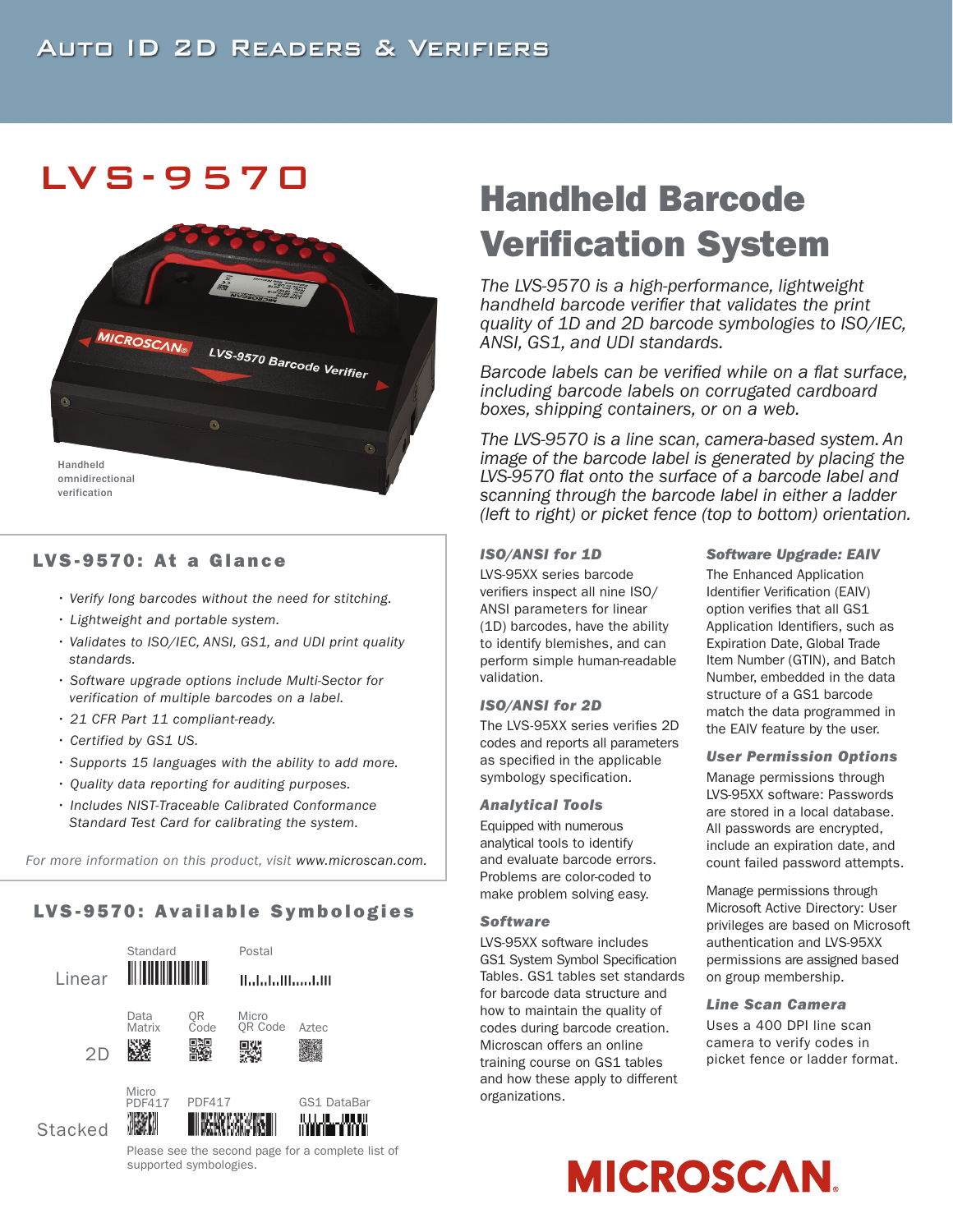Auto ID 2D Readers & Verifiers

# LVS-9570

Handheld omnidirectional verification

# Handheld Barcode Verification System

*The LVS-9570 is a high-performance, lightweight handheld barcode verifier that validates the print quality of 1D and 2D barcode symbologies to ISO/IEC, ANSI, GS1, and UDI standards.*

*Barcode labels can be verified while on a flat surface, including barcode labels on corrugated cardboard boxes, shipping containers, or on a web.*

*The LVS-9570 is a line scan, camera-based system. An image of the barcode label is generated by placing the LVS-9570 flat onto the surface of a barcode label and scanning through the barcode label in either a ladder (left to right) or picket fence (top to bottom) orientation.*

## LVS-9570: At a Glance

- *Verify long barcodes without the need for stitching.*
- *Lightweight and portable system.*
- *Validates to ISO/IEC, ANSI, GS1, and UDI print quality standards.*
- *Software upgrade options include Multi-Sector for verification of multiple barcodes on a label.*
- *21 CFR Part 11 compliant-ready.*
- *Certified by GS1 US.*
- *Supports 15 languages with the ability to add more.*
- *Quality data reporting for auditing purposes.*
- *Includes NIST-Traceable Calibrated Conformance Standard Test Card for calibrating the system.*

*For more information on this product, visit www.microscan.com.*

## LVS-9570: Available Symbologies

| | | | | |
|---|---|---|---|---|
| Linear | Standard | Postal | | |
| 2D | Data Matrix | QR Code | Micro QR Code | Aztec |
| Stacked | Micro PDF417 | PDF417 | GS1 DataBar | |

Please see the second page for a complete list of supported symbologies.

### ISO/ANSI for 1D

LVS-95XX series barcode verifiers inspect all nine ISO/ANSI parameters for linear (1D) barcodes, have the ability to identify blemishes, and can perform simple human-readable validation.

### ISO/ANSI for 2D

The LVS-95XX series verifies 2D codes and reports all parameters as specified in the applicable symbology specification.

### Analytical Tools

Equipped with numerous analytical tools to identify and evaluate barcode errors. Problems are color-coded to make problem solving easy.

### Software

LVS-95XX software includes GS1 System Symbol Specification Tables. GS1 tables set standards for barcode data structure and how to maintain the quality of codes during barcode creation. Microscan offers an online training course on GS1 tables and how these apply to different organizations.

### Software Upgrade: EAIV

The Enhanced Application Identifier Verification (EAIV) option verifies that all GS1 Application Identifiers, such as Expiration Date, Global Trade Item Number (GTIN), and Batch Number, embedded in the data structure of a GS1 barcode match the data programmed in the EAIV feature by the user.

### User Permission Options

Manage permissions through LVS-95XX software: Passwords are stored in a local database. All passwords are encrypted, include an expiration date, and count failed password attempts.

Manage permissions through Microsoft Active Directory: User privileges are based on Microsoft authentication and LVS-95XX permissions are assigned based on group membership.

### Line Scan Camera

Uses a 400 DPI line scan camera to verify codes in picket fence or ladder format.

MICROSCAN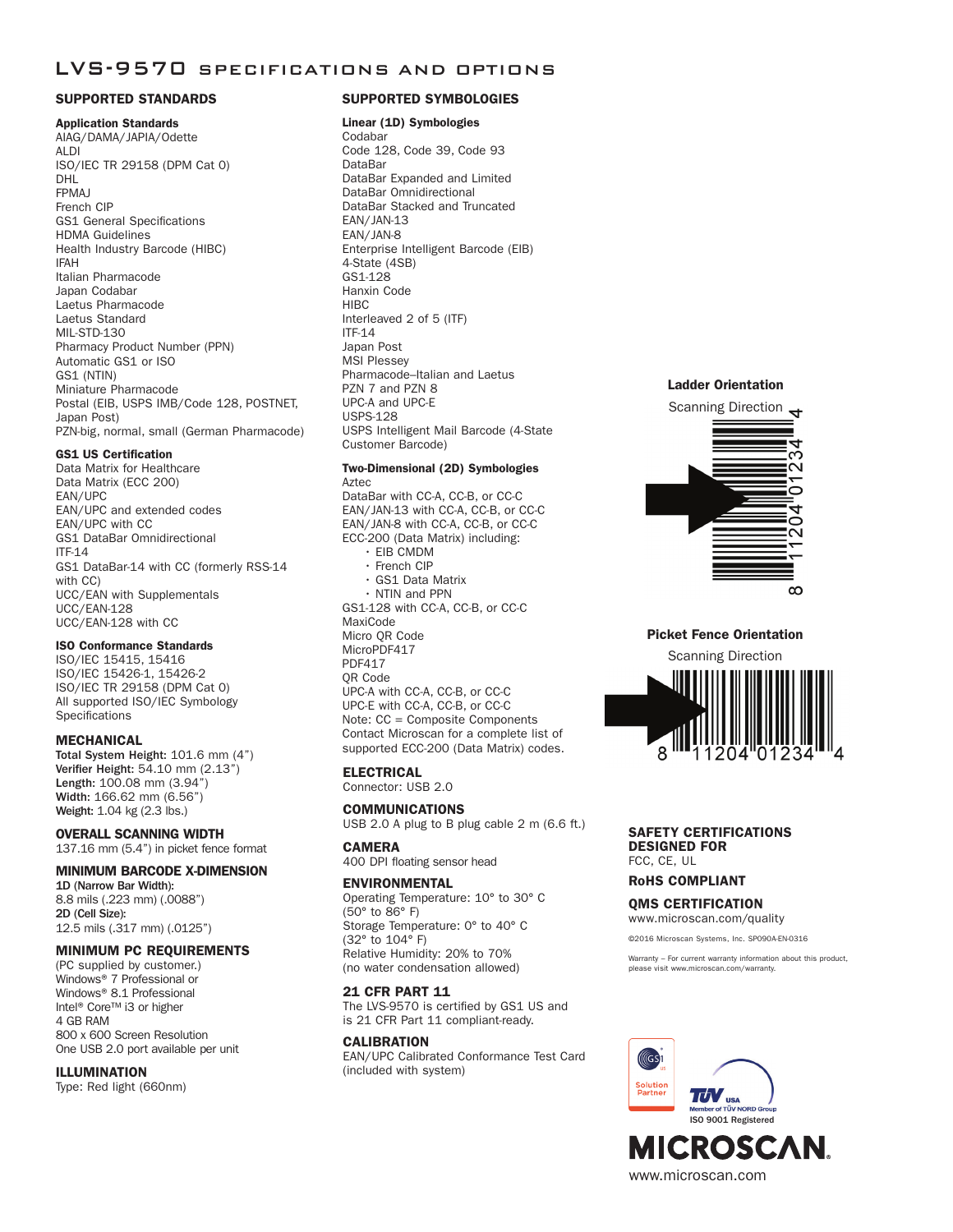# LVS-9570 SPECIFICATIONS AND OPTIONS

## SUPPORTED STANDARDS

### Application Standards

AIAG/DAMA/JAPIA/Odette
ALDI
ISO/IEC TR 29158 (DPM Cat 0)
DHL
FPMAJ
French CIP
GS1 General Specifications
HDMA Guidelines
Health Industry Barcode (HIBC)
IFAH
Italian Pharmacode
Japan Codabar
Laetus Pharmacode
Laetus Standard
MIL-STD-130
Pharmacy Product Number (PPN)
Automatic GS1 or ISO
GS1 (NTIN)
Miniature Pharmacode
Postal (EIB, USPS IMB/Code 128, POSTNET, Japan Post)
PZN-big, normal, small (German Pharmacode)

### GS1 US Certification

Data Matrix for Healthcare
Data Matrix (ECC 200)
EAN/UPC
EAN/UPC and extended codes
EAN/UPC with CC
GS1 DataBar Omnidirectional
ITF-14
GS1 DataBar-14 with CC (formerly RSS-14 with CC)
UCC/EAN with Supplementals
UCC/EAN-128
UCC/EAN-128 with CC

### ISO Conformance Standards

ISO/IEC 15415, 15416
ISO/IEC 15426-1, 15426-2
ISO/IEC TR 29158 (DPM Cat 0)
All supported ISO/IEC Symbology Specifications

## MECHANICAL

**Total System Height:** 101.6 mm (4")
**Verifier Height:** 54.10 mm (2.13")
**Length:** 100.08 mm (3.94")
**Width:** 166.62 mm (6.56")
**Weight:** 1.04 kg (2.3 lbs.)

## OVERALL SCANNING WIDTH

137.16 mm (5.4") in picket fence format

## MINIMUM BARCODE X-DIMENSION

**1D** (Narrow Bar Width):
8.8 mils (.223 mm) (.0088")
**2D** (Cell Size):
12.5 mils (.317 mm) (.0125")

## MINIMUM PC REQUIREMENTS

(PC supplied by customer.)
Windows® 7 Professional or
Windows® 8.1 Professional
Intel® Core™ i3 or higher
4 GB RAM
800 x 600 Screen Resolution
One USB 2.0 port available per unit

## ILLUMINATION

Type: Red light (660nm)

## SUPPORTED SYMBOLOGIES

### Linear (1D) Symbologies

Codabar
Code 128, Code 39, Code 93
DataBar
DataBar Expanded and Limited
DataBar Omnidirectional
DataBar Stacked and Truncated
EAN/JAN-13
EAN/JAN-8
Enterprise Intelligent Barcode (EIB)
4-State (4SB)
GS1-128
Hanxin Code
HIBC
Interleaved 2 of 5 (ITF)
ITF-14
Japan Post
MSI Plessey
Pharmacode–Italian and Laetus
PZN 7 and PZN 8
UPC-A and UPC-E
USPS-128
USPS Intelligent Mail Barcode (4-State Customer Barcode)

### Two-Dimensional (2D) Symbologies

Aztec
DataBar with CC-A, CC-B, or CC-C
EAN/JAN-13 with CC-A, CC-B, or CC-C
EAN/JAN-8 with CC-A, CC-B, or CC-C
ECC-200 (Data Matrix) including:

- EIB CMDM
- French CIP
- GS1 Data Matrix
- NTIN and PPN

GS1-128 with CC-A, CC-B, or CC-C
MaxiCode
Micro QR Code
MicroPDF417
PDF417
QR Code
UPC-A with CC-A, CC-B, or CC-C
UPC-E with CC-A, CC-B, or CC-C
Note: CC = Composite Components
Contact Microscan for a complete list of supported ECC-200 (Data Matrix) codes.

## ELECTRICAL

Connector: USB 2.0

## COMMUNICATIONS

USB 2.0 A plug to B plug cable 2 m (6.6 ft.)

## CAMERA

400 DPI floating sensor head

## ENVIRONMENTAL

Operating Temperature: 10° to 30° C (50° to 86° F)
Storage Temperature: 0° to 40° C (32° to 104° F)
Relative Humidity: 20% to 70% (no water condensation allowed)

## 21 CFR PART 11

The LVS-9570 is certified by GS1 US and is 21 CFR Part 11 compliant-ready.

## CALIBRATION

EAN/UPC Calibrated Conformance Test Card (included with system)

**Ladder Orientation**

Scanning Direction

8 11204 01234 4

**Picket Fence Orientation**

Scanning Direction

8 11204 01234 4

## SAFETY CERTIFICATIONS DESIGNED FOR

FCC, CE, UL

## RoHS COMPLIANT

## QMS CERTIFICATION

www.microscan.com/quality

©2016 Microscan Systems, Inc. SP090A-EN-0316

Warranty – For current warranty information about this product, please visit www.microscan.com/warranty.

GS1 US Solution Partner

TÜV USA Member of TÜV NORD Group ISO 9001 Registered

MICROSCAN

www.microscan.com